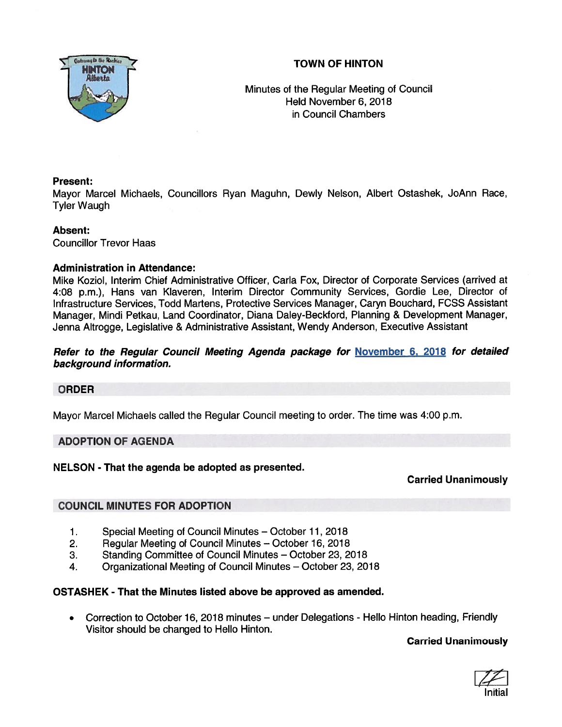# TOWN OF HINTON

Minutes of the Regular Meeting of Council
Held November 6, 2018
in Council Chambers

**Present:**
Mayor Marcel Michaels, Councillors Ryan Maguhn, Dewly Nelson, Albert Ostashek, JoAnn Race, Tyler Waugh

**Absent:**
Councillor Trevor Haas

**Administration in Attendance:**
Mike Koziol, Interim Chief Administrative Officer, Carla Fox, Director of Corporate Services (arrived at 4:08 p.m.), Hans van Klaveren, Interim Director Community Services, Gordie Lee, Director of Infrastructure Services, Todd Martens, Protective Services Manager, Caryn Bouchard, FCSS Assistant Manager, Mindi Petkau, Land Coordinator, Diana Daley-Beckford, Planning & Development Manager, Jenna Altrogge, Legislative & Administrative Assistant, Wendy Anderson, Executive Assistant

***Refer to the Regular Council Meeting Agenda package for November 6, 2018 for detailed background information.***

## ORDER

Mayor Marcel Michaels called the Regular Council meeting to order. The time was 4:00 p.m.

## ADOPTION OF AGENDA

**NELSON - That the agenda be adopted as presented.**

**Carried Unanimously**

## COUNCIL MINUTES FOR ADOPTION

1. Special Meeting of Council Minutes – October 11, 2018
2. Regular Meeting of Council Minutes – October 16, 2018
3. Standing Committee of Council Minutes – October 23, 2018
4. Organizational Meeting of Council Minutes – October 23, 2018

**OSTASHEK - That the Minutes listed above be approved as amended.**

- Correction to October 16, 2018 minutes – under Delegations - Hello Hinton heading, Friendly Visitor should be changed to Hello Hinton.

**Carried Unanimously**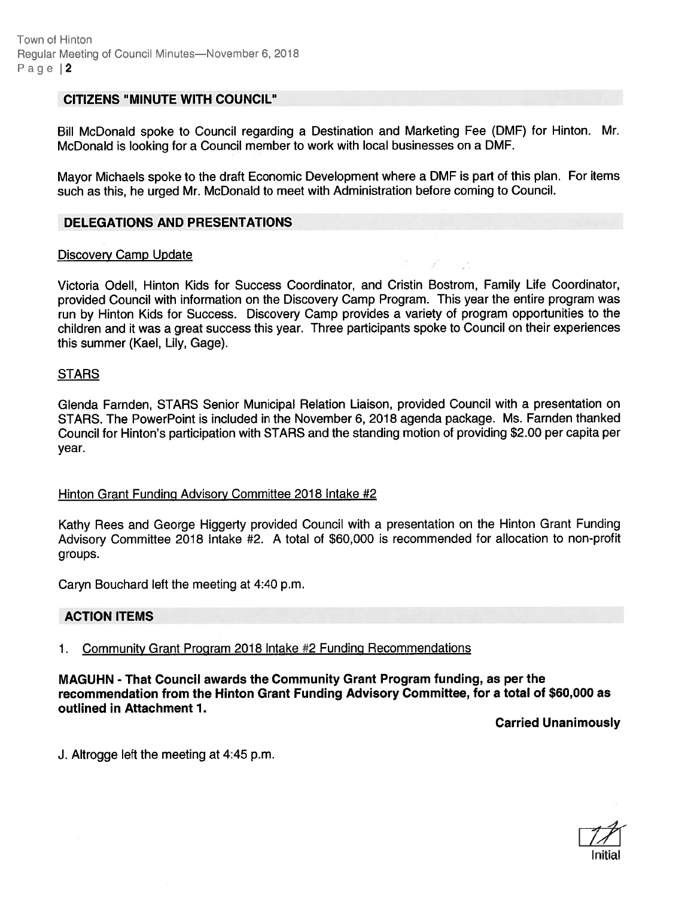## CITIZENS "MINUTE WITH COUNCIL"

Bill McDonald spoke to Council regarding a Destination and Marketing Fee (DMF) for Hinton. Mr. McDonald is looking for a Council member to work with local businesses on a DMF.

Mayor Michaels spoke to the draft Economic Development where a DMF is part of this plan. For items such as this, he urged Mr. McDonald to meet with Administration before coming to Council.

## DELEGATIONS AND PRESENTATIONS

Discovery Camp Update

Victoria Odell, Hinton Kids for Success Coordinator, and Cristin Bostrom, Family Life Coordinator, provided Council with information on the Discovery Camp Program. This year the entire program was run by Hinton Kids for Success. Discovery Camp provides a variety of program opportunities to the children and it was a great success this year. Three participants spoke to Council on their experiences this summer (Kael, Lily, Gage).

STARS

Glenda Farnden, STARS Senior Municipal Relation Liaison, provided Council with a presentation on STARS. The PowerPoint is included in the November 6, 2018 agenda package. Ms. Farnden thanked Council for Hinton's participation with STARS and the standing motion of providing $2.00 per capita per year.

Hinton Grant Funding Advisory Committee 2018 Intake #2

Kathy Rees and George Higgerty provided Council with a presentation on the Hinton Grant Funding Advisory Committee 2018 Intake #2. A total of $60,000 is recommended for allocation to non-profit groups.

Caryn Bouchard left the meeting at 4:40 p.m.

## ACTION ITEMS

1. Community Grant Program 2018 Intake #2 Funding Recommendations

**MAGUHN - That Council awards the Community Grant Program funding, as per the recommendation from the Hinton Grant Funding Advisory Committee, for a total of $60,000 as outlined in Attachment 1.**

**Carried Unanimously**

J. Altrogge left the meeting at 4:45 p.m.

Initial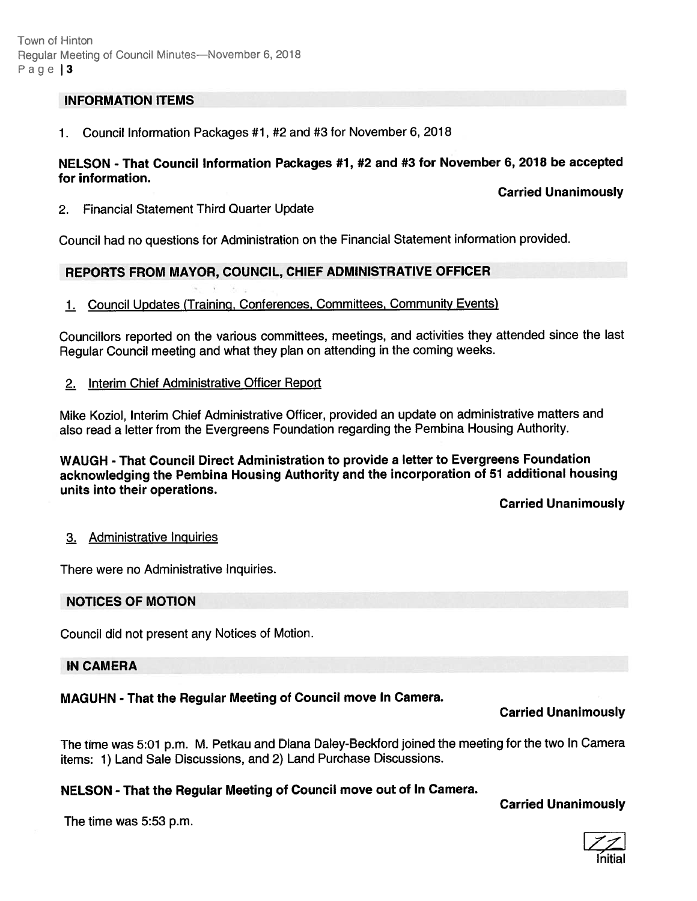## INFORMATION ITEMS

1. Council Information Packages #1, #2 and #3 for November 6, 2018

**NELSON - That Council Information Packages #1, #2 and #3 for November 6, 2018 be accepted for information.**

**Carried Unanimously**

2. Financial Statement Third Quarter Update

Council had no questions for Administration on the Financial Statement information provided.

## REPORTS FROM MAYOR, COUNCIL, CHIEF ADMINISTRATIVE OFFICER

1. Council Updates (Training, Conferences, Committees, Community Events)

Councillors reported on the various committees, meetings, and activities they attended since the last Regular Council meeting and what they plan on attending in the coming weeks.

2. Interim Chief Administrative Officer Report

Mike Koziol, Interim Chief Administrative Officer, provided an update on administrative matters and also read a letter from the Evergreens Foundation regarding the Pembina Housing Authority.

**WAUGH - That Council Direct Administration to provide a letter to Evergreens Foundation acknowledging the Pembina Housing Authority and the incorporation of 51 additional housing units into their operations.**

**Carried Unanimously**

3. Administrative Inquiries

There were no Administrative Inquiries.

## NOTICES OF MOTION

Council did not present any Notices of Motion.

## IN CAMERA

**MAGUHN - That the Regular Meeting of Council move In Camera.**

**Carried Unanimously**

The time was 5:01 p.m. M. Petkau and Diana Daley-Beckford joined the meeting for the two In Camera items: 1) Land Sale Discussions, and 2) Land Purchase Discussions.

**NELSON - That the Regular Meeting of Council move out of In Camera.**

**Carried Unanimously**

The time was 5:53 p.m.

Initial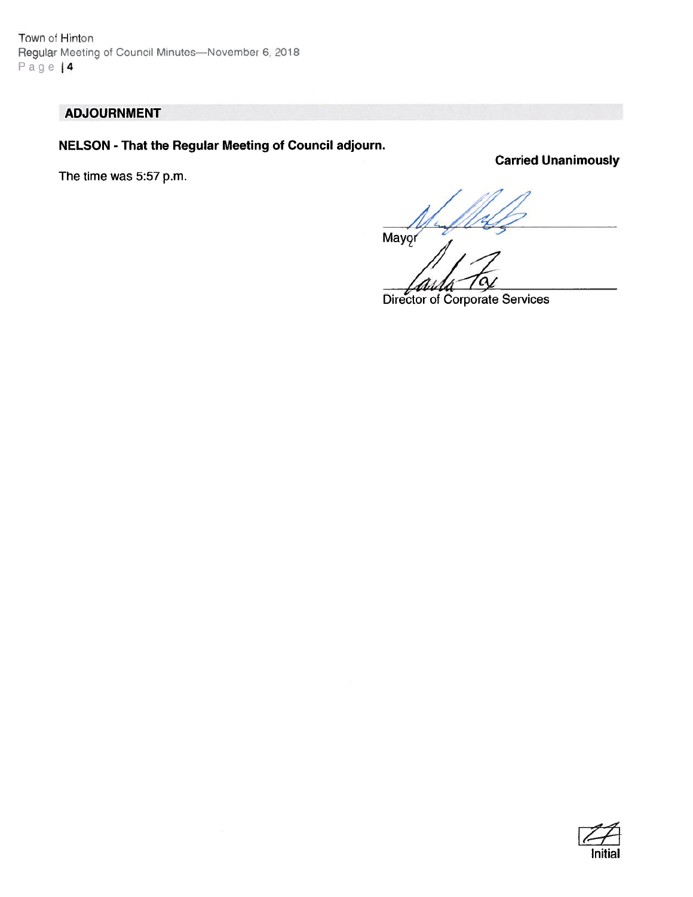## ADJOURNMENT

**NELSON - That the Regular Meeting of Council adjourn.**

**Carried Unanimously**

The time was 5:57 p.m.

Mayor

Director of Corporate Services

Initial